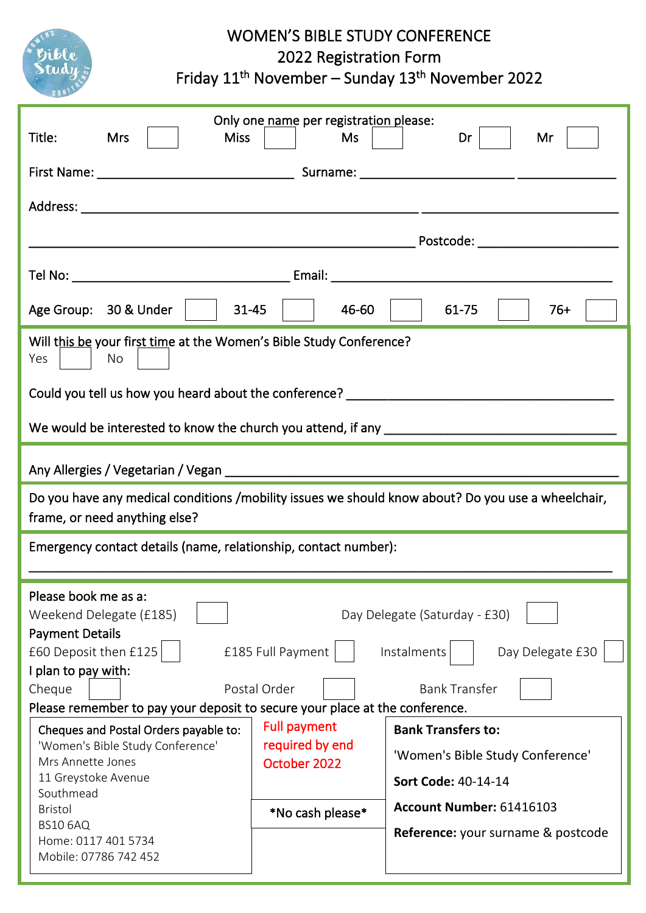# WOMEN'S BIBLE STUDY CONFERENCE

## 2022 Registration Form

## Friday 11th November – Sunday 13th November 2022

Only one name per registration please:

Title: Mrs ☐ Miss ☐ Ms ☐ Dr ☐ Mr ☐

First Name: ______________________ Surname: ______________________

Address: ____________________________________________________________

____________________________________________ Postcode: ______________

Tel No: ______________________ Email: ______________________________

Age Group: 30 & Under ☐ 31-45 ☐ 46-60 ☐ 61-75 ☐ 76+ ☐

---

Will this be your first time at the Women's Bible Study Conference?
Yes ☐ No ☐

Could you tell us how you heard about the conference? ______________________

We would be interested to know the church you attend, if any ______________________

---

Any Allergies / Vegetarian / Vegan ________________________________________

---

Do you have any medical conditions /mobility issues we should know about? Do you use a wheelchair, frame, or need anything else?

---

Emergency contact details (name, relationship, contact number):

____________________________________________________________

---

Please book me as a:

Weekend Delegate (£185) ☐ Day Delegate (Saturday - £30) ☐

Payment Details

£60 Deposit then £125 ☐ £185 Full Payment ☐ Instalments ☐ Day Delegate £30 ☐

I plan to pay with:

Cheque ☐ Postal Order ☐ Bank Transfer ☐

Please remember to pay your deposit to secure your place at the conference.

| Cheques and Postal Orders payable to: | Full payment required by end October 2022 | Bank Transfers to: |
|---|---|---|
| 'Women's Bible Study Conference'<br>Mrs Annette Jones<br>11 Greystoke Avenue<br>Southmead<br>Bristol<br>BS10 6AQ<br>Home: 0117 401 5734<br>Mobile: 07786 742 452 | *No cash please* | 'Women's Bible Study Conference'<br>**Sort Code:** 40-14-14<br>**Account Number:** 61416103<br>**Reference:** your surname & postcode |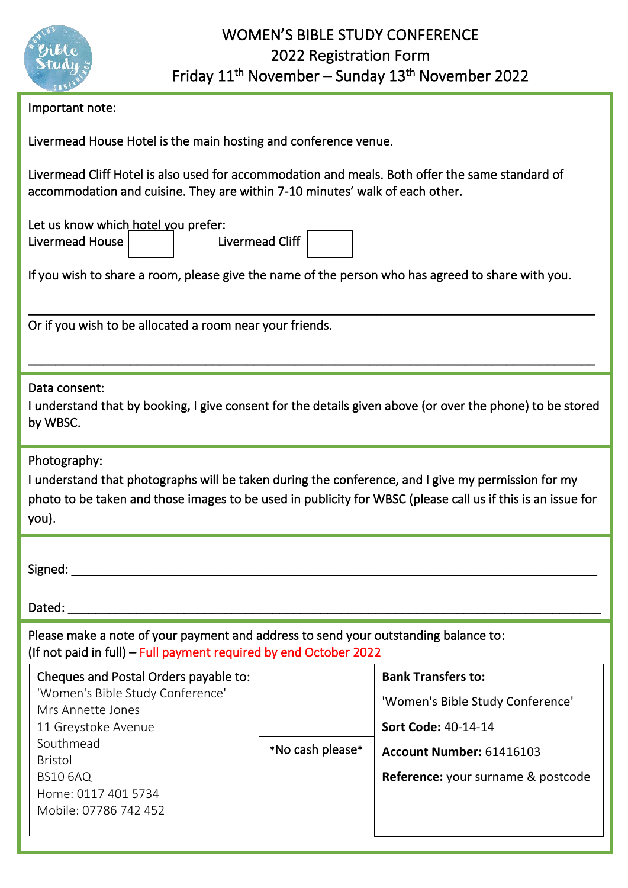# WOMEN'S BIBLE STUDY CONFERENCE

## 2022 Registration Form

## Friday 11th November – Sunday 13th November 2022

Important note:

Livermead House Hotel is the main hosting and conference venue.

Livermead Cliff Hotel is also used for accommodation and meals. Both offer the same standard of accommodation and cuisine. They are within 7-10 minutes' walk of each other.

Let us know which hotel you prefer:

Livermead House ☐ Livermead Cliff ☐

If you wish to share a room, please give the name of the person who has agreed to share with you.

______________________________________________________________________________

Or if you wish to be allocated a room near your friends.

______________________________________________________________________________

Data consent:

I understand that by booking, I give consent for the details given above (or over the phone) to be stored by WBSC.

Photography:

I understand that photographs will be taken during the conference, and I give my permission for my photo to be taken and those images to be used in publicity for WBSC (please call us if this is an issue for you).

Signed: ______________________________________________________________________

Dated: ______________________________________________________________________

Please make a note of your payment and address to send your outstanding balance to:
(If not paid in full) – Full payment required by end October 2022

| | | |
|---|---|---|
| **Cheques and Postal Orders payable to:**<br>'Women's Bible Study Conference'<br>Mrs Annette Jones<br>11 Greystoke Avenue<br>Southmead<br>Bristol<br>BS10 6AQ<br>Home: 0117 401 5734<br>Mobile: 07786 742 452 | *No cash please* | **Bank Transfers to:**<br>'Women's Bible Study Conference'<br>**Sort Code:** 40-14-14<br>**Account Number:** 61416103<br>**Reference:** your surname & postcode |